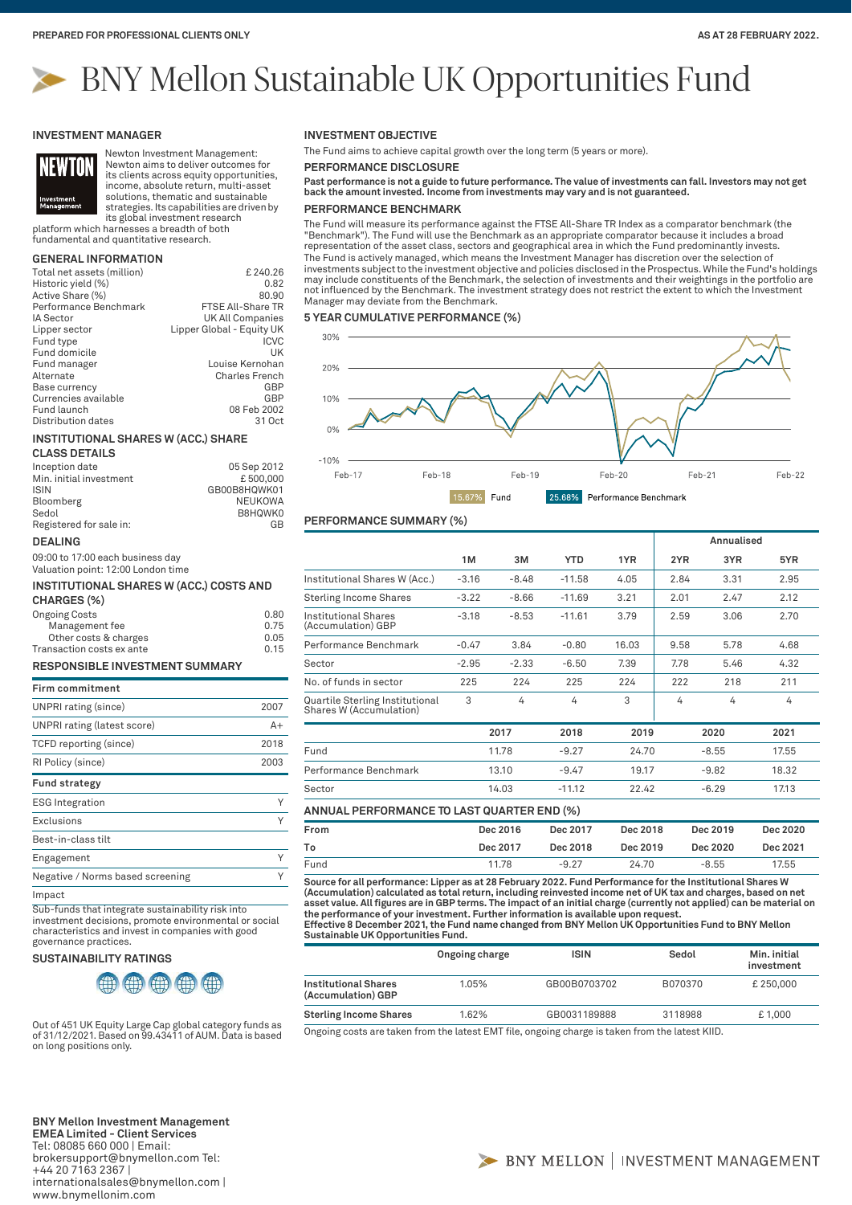PREPARED FOR PROFESSIONAL CLIENTS ONLY

AS AT 28 FEBRUARY 2022.

# BNY Mellon Sustainable UK Opportunities Fund

## INVESTMENT MANAGER

Newton Investment Management: Newton aims to deliver outcomes for its clients across equity opportunities, income, absolute return, multi-asset solutions, thematic and sustainable strategies. Its capabilities are driven by its global investment research platform which harnesses a breadth of both fundamental and quantitative research.

## GENERAL INFORMATION

| | |
|---|---|
| Total net assets (million) | £ 240.26 |
| Historic yield (%) | 0.82 |
| Active Share (%) | 80.90 |
| Performance Benchmark | FTSE All-Share TR |
| IA Sector | UK All Companies |
| Lipper sector | Lipper Global - Equity UK |
| Fund type | ICVC |
| Fund domicile | UK |
| Fund manager | Louise Kernohan |
| Alternate | Charles French |
| Base currency | GBP |
| Currencies available | GBP |
| Fund launch | 08 Feb 2002 |
| Distribution dates | 31 Oct |

## INSTITUTIONAL SHARES W (ACC.) SHARE CLASS DETAILS

| | |
|---|---|
| Inception date | 05 Sep 2012 |
| Min. initial investment | £ 500,000 |
| ISIN | GB00B8HQWK01 |
| Bloomberg | NEUKOWA |
| Sedol | B8HQWK0 |
| Registered for sale in: | GB |

## DEALING

09:00 to 17:00 each business day
Valuation point: 12:00 London time

## INSTITUTIONAL SHARES W (ACC.) COSTS AND CHARGES (%)

| | |
|---|---|
| Ongoing Costs | 0.80 |
| Management fee | 0.75 |
| Other costs & charges | 0.05 |
| Transaction costs ex ante | 0.15 |

## RESPONSIBLE INVESTMENT SUMMARY

| Firm commitment | |
|---|---|
| UNPRI rating (since) | 2007 |
| UNPRI rating (latest score) | A+ |
| TCFD reporting (since) | 2018 |
| RI Policy (since) | 2003 |
| **Fund strategy** | |
| ESG Integration | Y |
| Exclusions | Y |
| Best-in-class tilt | |
| Engagement | Y |
| Negative / Norms based screening | Y |
| Impact | |

Sub-funds that integrate sustainability risk into investment decisions, promote environmental or social characteristics and invest in companies with good governance practices.

## SUSTAINABILITY RATINGS

Out of 451 UK Equity Large Cap global category funds as of 31/12/2021. Based on 99.43411 of AUM. Data is based on long positions only.

## INVESTMENT OBJECTIVE

The Fund aims to achieve capital growth over the long term (5 years or more).

## PERFORMANCE DISCLOSURE

**Past performance is not a guide to future performance. The value of investments can fall. Investors may not get back the amount invested. Income from investments may vary and is not guaranteed.**

## PERFORMANCE BENCHMARK

The Fund will measure its performance against the FTSE All-Share TR Index as a comparator benchmark (the "Benchmark"). The Fund will use the Benchmark as an appropriate comparator because it includes a broad representation of the asset class, sectors and geographical area in which the Fund predominantly invests.
The Fund is actively managed, which means the Investment Manager has discretion over the selection of investments subject to the investment objective and policies disclosed in the Prospectus. While the Fund's holdings may include constituents of the Benchmark, the selection of investments and their weightings in the portfolio are not influenced by the Benchmark. The investment strategy does not restrict the extent to which the Investment Manager may deviate from the Benchmark.

## 5 YEAR CUMULATIVE PERFORMANCE (%)

15.67% Fund | 25.68% Performance Benchmark

## PERFORMANCE SUMMARY (%)

| | 1M | 3M | YTD | 1YR | 2YR (Annualised) | 3YR (Annualised) | 5YR (Annualised) |
|---|---|---|---|---|---|---|---|
| Institutional Shares W (Acc.) | -3.16 | -8.48 | -11.58 | 4.05 | 2.84 | 3.31 | 2.95 |
| Sterling Income Shares | -3.22 | -8.66 | -11.69 | 3.21 | 2.01 | 2.47 | 2.12 |
| Institutional Shares (Accumulation) GBP | -3.18 | -8.53 | -11.61 | 3.79 | 2.59 | 3.06 | 2.70 |
| Performance Benchmark | -0.47 | 3.84 | -0.80 | 16.03 | 9.58 | 5.78 | 4.68 |
| Sector | -2.95 | -2.33 | -6.50 | 7.39 | 7.78 | 5.46 | 4.32 |
| No. of funds in sector | 225 | 224 | 225 | 224 | 222 | 218 | 211 |
| Quartile Sterling Institutional Shares W (Accumulation) | 3 | 4 | 4 | 3 | 4 | 4 | 4 |

| | 2017 | 2018 | 2019 | 2020 | 2021 |
|---|---|---|---|---|---|
| Fund | 11.78 | -9.27 | 24.70 | -8.55 | 17.55 |
| Performance Benchmark | 13.10 | -9.47 | 19.17 | -9.82 | 18.32 |
| Sector | 14.03 | -11.12 | 22.42 | -6.29 | 17.13 |

## ANNUAL PERFORMANCE TO LAST QUARTER END (%)

| From | Dec 2016 | Dec 2017 | Dec 2018 | Dec 2019 | Dec 2020 |
|---|---|---|---|---|---|
| To | Dec 2017 | Dec 2018 | Dec 2019 | Dec 2020 | Dec 2021 |
| Fund | 11.78 | -9.27 | 24.70 | -8.55 | 17.55 |

**Source for all performance: Lipper as at 28 February 2022. Fund Performance for the Institutional Shares W (Accumulation) calculated as total return, including reinvested income net of UK tax and charges, based on net asset value. All figures are in GBP terms. The impact of an initial charge (currently not applied) can be material on the performance of your investment. Further information is available upon request.**
**Effective 8 December 2021, the Fund name changed from BNY Mellon UK Opportunities Fund to BNY Mellon Sustainable UK Opportunities Fund.**

| | Ongoing charge | ISIN | Sedol | Min. initial investment |
|---|---|---|---|---|
| **Institutional Shares (Accumulation) GBP** | 1.05% | GB00B0703702 | B070370 | £ 250,000 |
| **Sterling Income Shares** | 1.62% | GB0031189888 | 3118988 | £ 1,000 |

Ongoing costs are taken from the latest EMT file, ongoing charge is taken from the latest KIID.

**BNY Mellon Investment Management EMEA Limited - Client Services**
Tel: 08085 660 000 | Email: brokersupport@bnymellon.com Tel: +44 20 7163 2367 | internationalsales@bnymellon.com | www.bnymellonim.com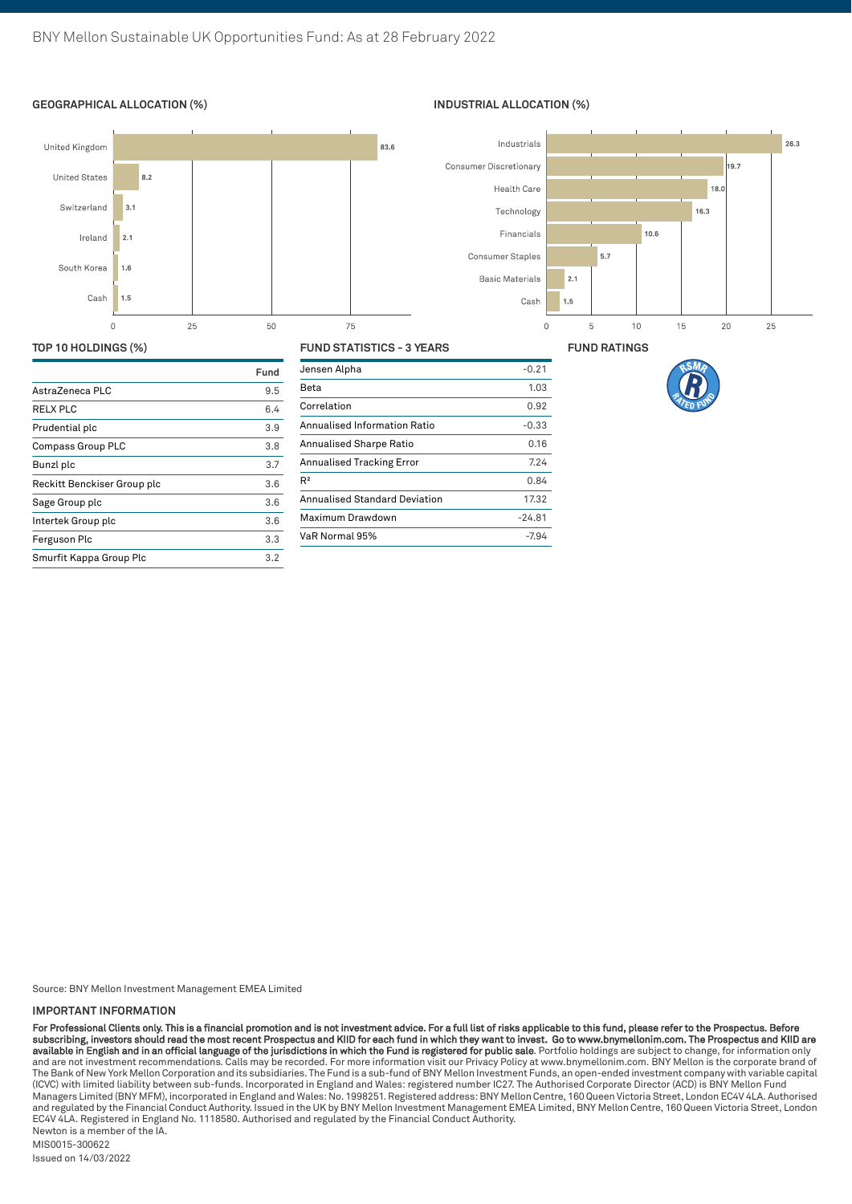BNY Mellon Sustainable UK Opportunities Fund: As at 28 February 2022

## GEOGRAPHICAL ALLOCATION (%)

United Kingdom 83.6
United States 8.2
Switzerland 3.1
Ireland 2.1
South Korea 1.6
Cash 1.5

0 25 50 75

## INDUSTRIAL ALLOCATION (%)

Industrials 26.3
Consumer Discretionary 19.7
Health Care 18.0
Technology 16.3
Financials 10.6
Consumer Staples 5.7
Basic Materials 2.1
Cash 1.5

0 5 10 15 20 25

## TOP 10 HOLDINGS (%)

| | Fund |
|---|---|
| AstraZeneca PLC | 9.5 |
| RELX PLC | 6.4 |
| Prudential plc | 3.9 |
| Compass Group PLC | 3.8 |
| Bunzl plc | 3.7 |
| Reckitt Benckiser Group plc | 3.6 |
| Sage Group plc | 3.6 |
| Intertek Group plc | 3.6 |
| Ferguson Plc | 3.3 |
| Smurfit Kappa Group Plc | 3.2 |

## FUND STATISTICS - 3 YEARS

| | |
|---|---|
| Jensen Alpha | -0.21 |
| Beta | 1.03 |
| Correlation | 0.92 |
| Annualised Information Ratio | -0.33 |
| Annualised Sharpe Ratio | 0.16 |
| Annualised Tracking Error | 7.24 |
| $R^2$ | 0.84 |
| Annualised Standard Deviation | 17.32 |
| Maximum Drawdown | -24.81 |
| VaR Normal 95% | -7.94 |

## FUND RATINGS

RSMR RATED FUND

Source: BNY Mellon Investment Management EMEA Limited

## IMPORTANT INFORMATION

**For Professional Clients only. This is a financial promotion and is not investment advice. For a full list of risks applicable to this fund, please refer to the Prospectus. Before subscribing, investors should read the most recent Prospectus and KIID for each fund in which they want to invest. Go to www.bnymellonim.com. The Prospectus and KIID are available in English and in an official language of the jurisdictions in which the Fund is registered for public sale**. Portfolio holdings are subject to change, for information only and are not investment recommendations. Calls may be recorded. For more information visit our Privacy Policy at www.bnymellonim.com. BNY Mellon is the corporate brand of The Bank of New York Mellon Corporation and its subsidiaries. The Fund is a sub-fund of BNY Mellon Investment Funds, an open-ended investment company with variable capital (ICVC) with limited liability between sub-funds. Incorporated in England and Wales: registered number IC27. The Authorised Corporate Director (ACD) is BNY Mellon Fund Managers Limited (BNY MFM), incorporated in England and Wales: No. 1998251. Registered address: BNY Mellon Centre, 160 Queen Victoria Street, London EC4V 4LA. Authorised and regulated by the Financial Conduct Authority. Issued in the UK by BNY Mellon Investment Management EMEA Limited, BNY Mellon Centre, 160 Queen Victoria Street, London EC4V 4LA. Registered in England No. 1118580. Authorised and regulated by the Financial Conduct Authority.

Newton is a member of the IA.

MIS0015-300622

Issued on 14/03/2022